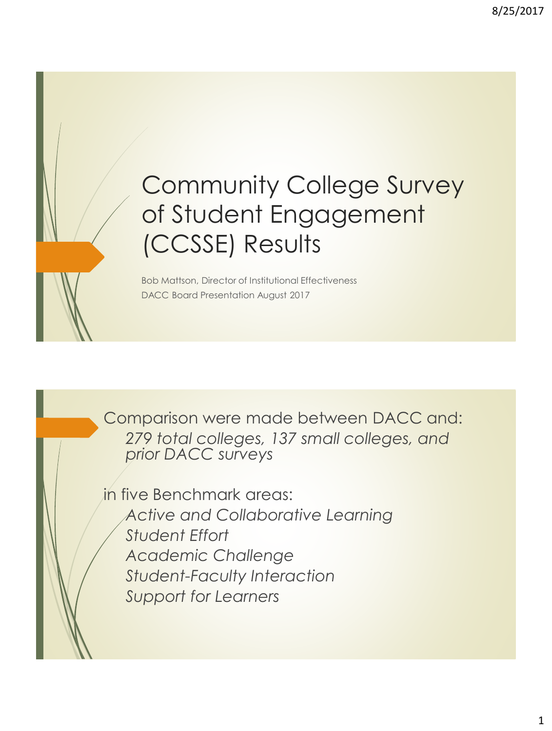# Community College Survey of Student Engagement (CCSSE) Results

Bob Mattson, Director of Institutional Effectiveness

DACC Board Presentation August 2017

---

Comparison were made between DACC and:

*279 total colleges, 137 small colleges, and prior DACC surveys*

in five Benchmark areas:

*Active and Collaborative Learning*
*Student Effort*
*Academic Challenge*
*Student-Faculty Interaction*
*Support for Learners*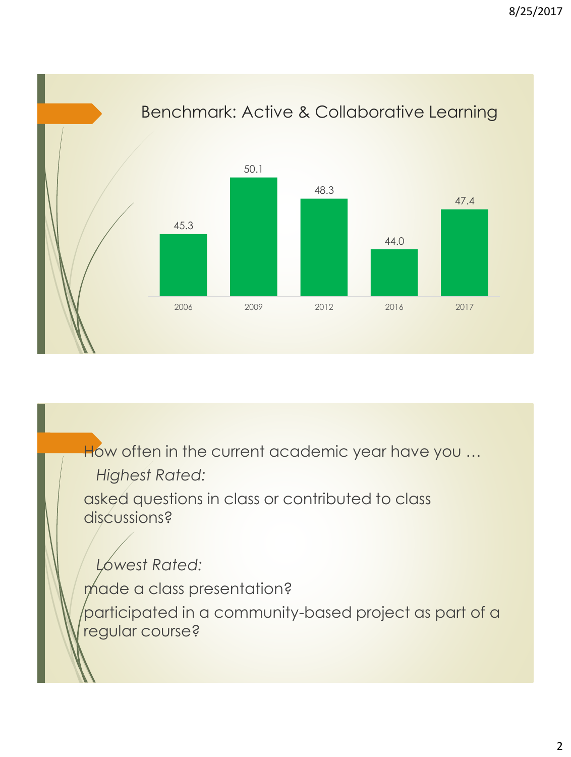## Benchmark: Active & Collaborative Learning

| 2006 | 2009 | 2012 | 2016 | 2017 |
|---|---|---|---|---|
| 45.3 | 50.1 | 48.3 | 44.0 | 47.4 |

How often in the current academic year have you …

*Highest Rated:*

asked questions in class or contributed to class discussions?

*Lowest Rated:*

made a class presentation?

participated in a community-based project as part of a regular course?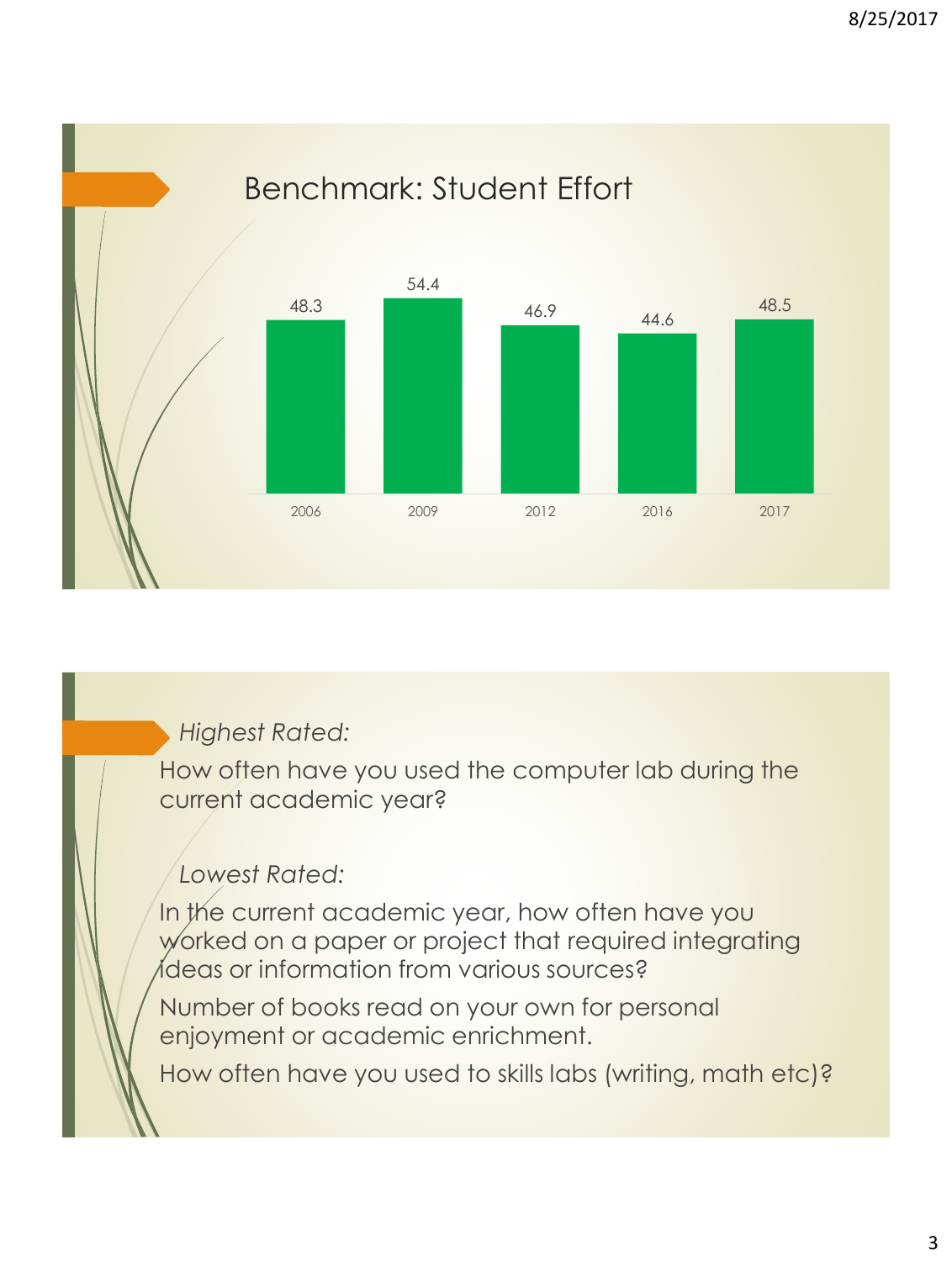## Benchmark: Student Effort

| 2006 | 2009 | 2012 | 2016 | 2017 |
|---|---|---|---|---|
| 48.3 | 54.4 | 46.9 | 44.6 | 48.5 |

*Highest Rated:*

How often have you used the computer lab during the current academic year?

*Lowest Rated:*

In the current academic year, how often have you worked on a paper or project that required integrating ideas or information from various sources?

Number of books read on your own for personal enjoyment or academic enrichment.

How often have you used to skills labs (writing, math etc)?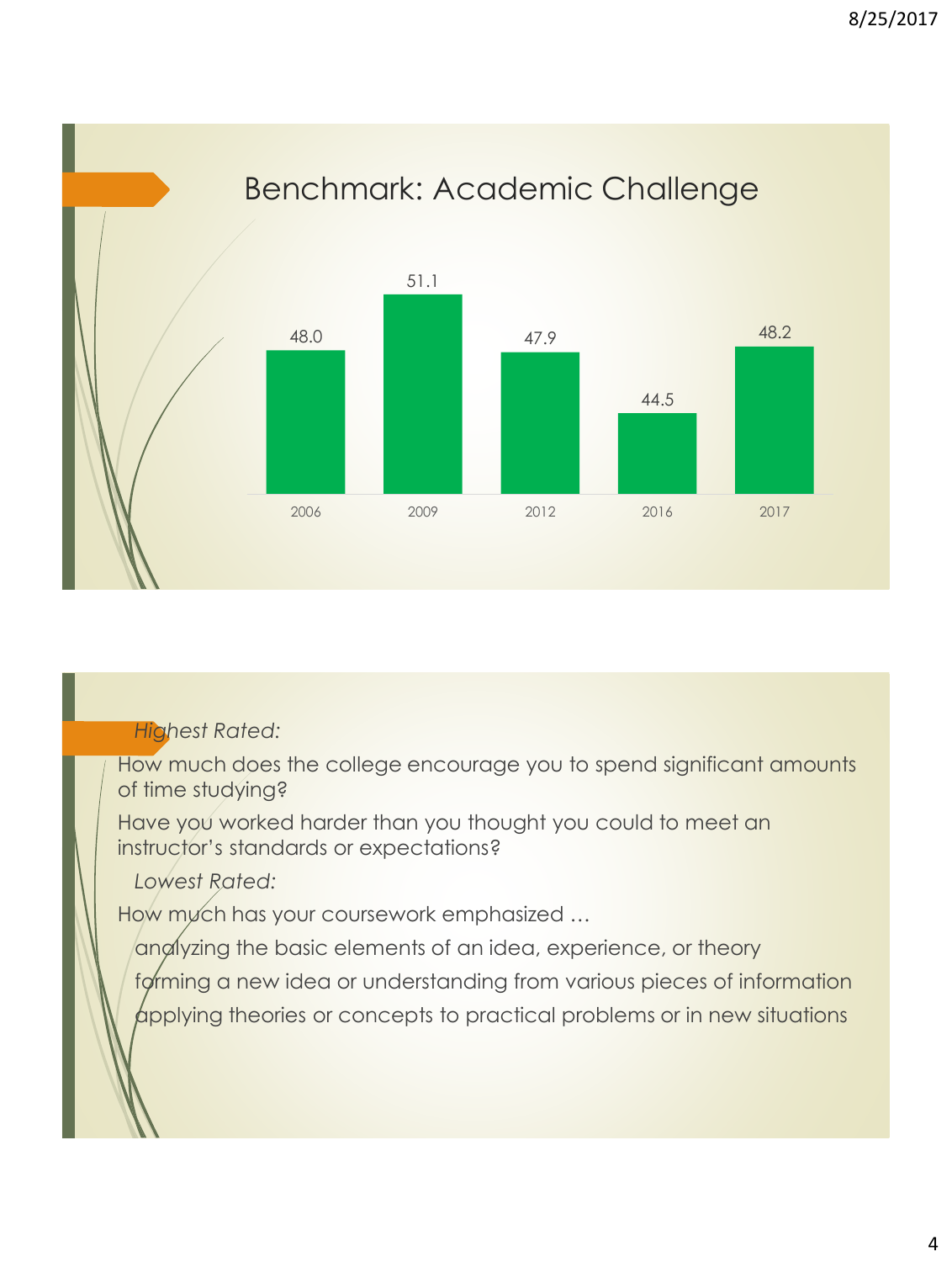## Benchmark: Academic Challenge

| Year | Score |
|---|---|
| 2006 | 48.0 |
| 2009 | 51.1 |
| 2012 | 47.9 |
| 2016 | 44.5 |
| 2017 | 48.2 |

*Highest Rated:*

How much does the college encourage you to spend significant amounts of time studying?

Have you worked harder than you thought you could to meet an instructor's standards or expectations?

*Lowest Rated:*

How much has your coursework emphasized …

- analyzing the basic elements of an idea, experience, or theory
- forming a new idea or understanding from various pieces of information
- applying theories or concepts to practical problems or in new situations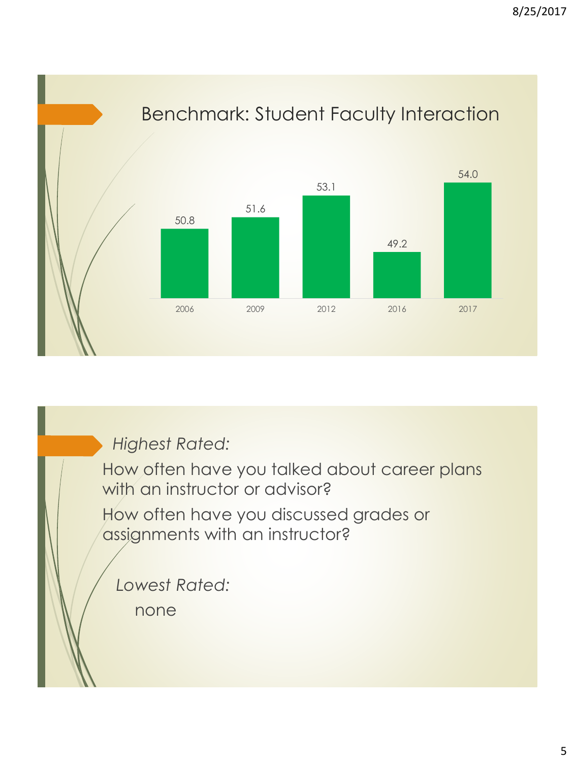## Benchmark: Student Faculty Interaction

| Year | Score |
| --- | --- |
| 2006 | 50.8 |
| 2009 | 51.6 |
| 2012 | 53.1 |
| 2016 | 49.2 |
| 2017 | 54.0 |

*Highest Rated:*

How often have you talked about career plans with an instructor or advisor?

How often have you discussed grades or assignments with an instructor?

*Lowest Rated:*

none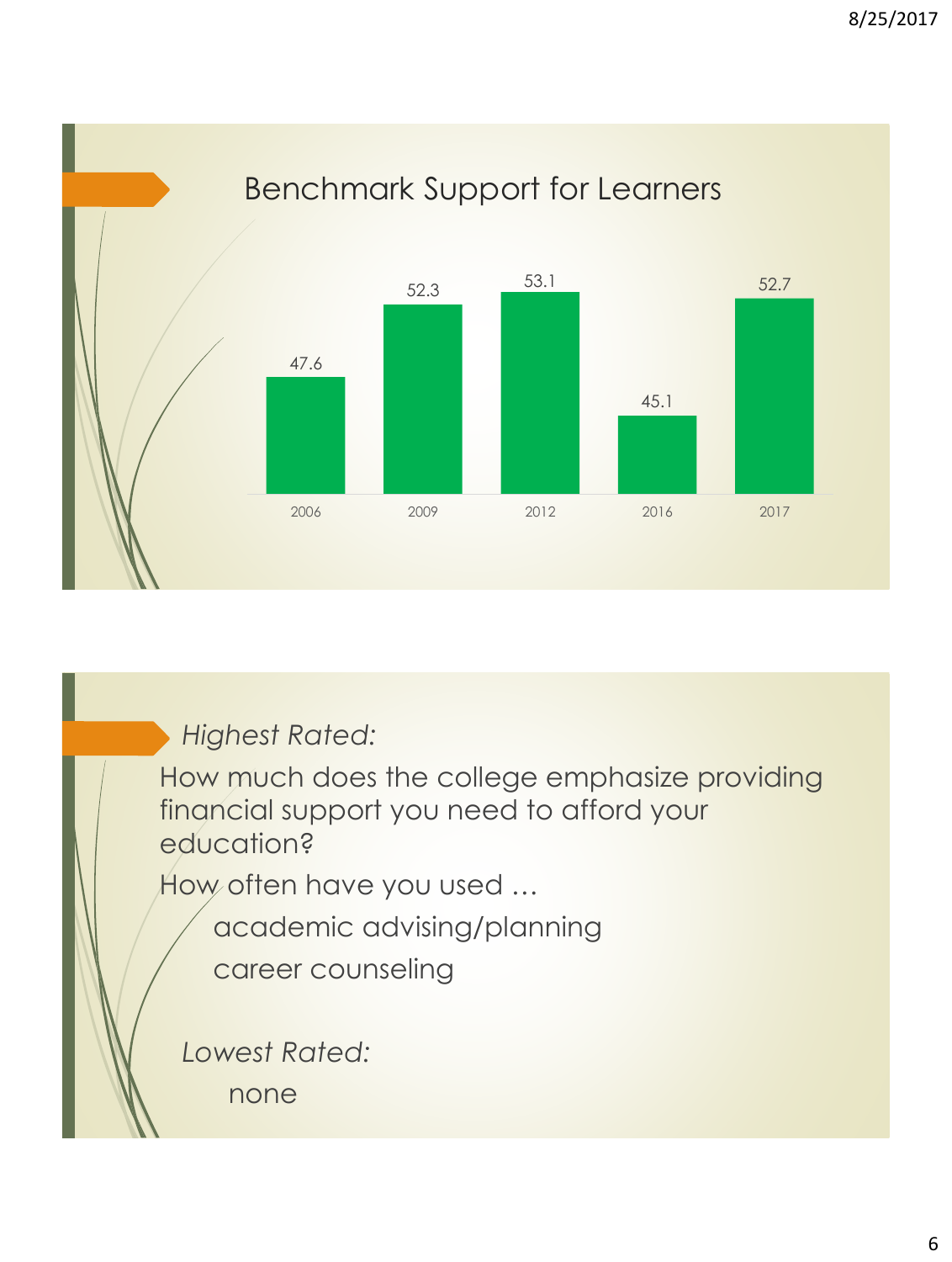## Benchmark Support for Learners

| 2006 | 2009 | 2012 | 2016 | 2017 |
|---|---|---|---|---|
| 47.6 | 52.3 | 53.1 | 45.1 | 52.7 |

*Highest Rated:*

How much does the college emphasize providing financial support you need to afford your education?

How often have you used …

- academic advising/planning
- career counseling

*Lowest Rated:*

none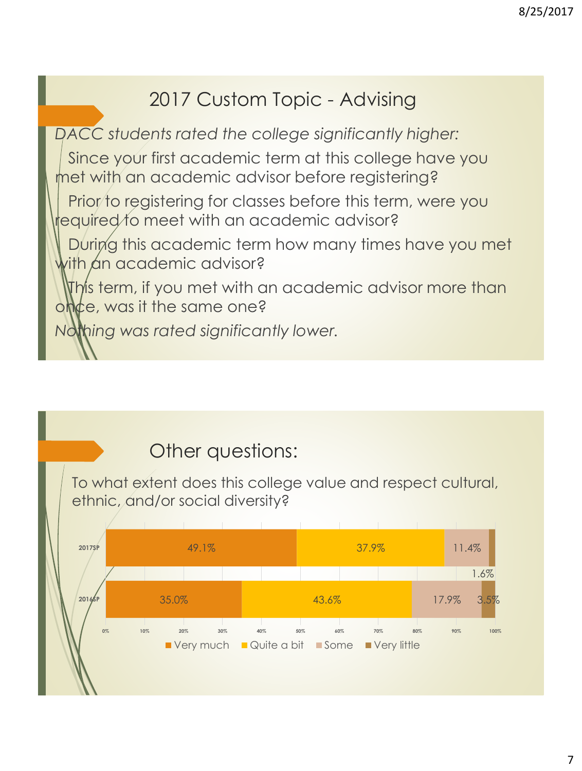## 2017 Custom Topic - Advising

*DACC students rated the college significantly higher:*

- Since your first academic term at this college have you met with an academic advisor before registering?
- Prior to registering for classes before this term, were you required to meet with an academic advisor?
- During this academic term how many times have you met with an academic advisor?
- This term, if you met with an academic advisor more than once, was it the same one?

*Nothing was rated significantly lower.*

## Other questions:

To what extent does this college value and respect cultural, ethnic, and/or social diversity?

| | Very much | Quite a bit | Some | Very little |
|---|---|---|---|---|
| 2017SP | 49.1% | 37.9% | 11.4% | 1.6% |
| 2016SP | 35.0% | 43.6% | 17.9% | 3.5% |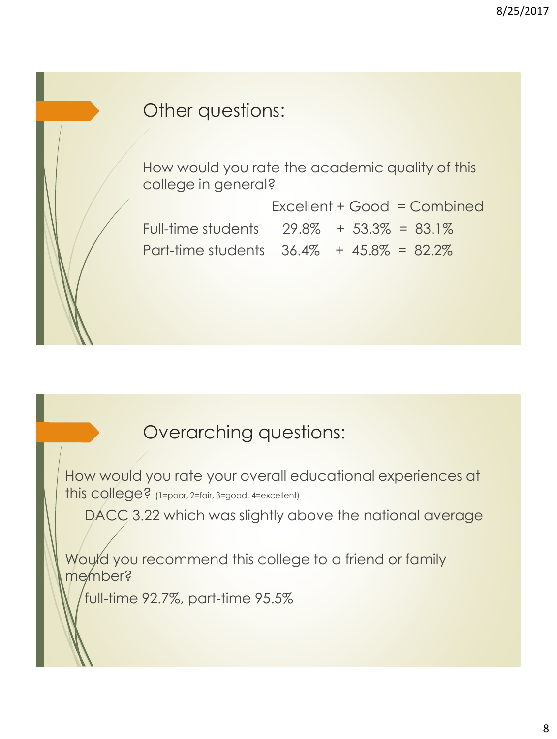## Other questions:

How would you rate the academic quality of this college in general?

| | Excellent | + | Good | = | Combined |
|---|---|---|---|---|---|
| Full-time students | 29.8% | + | 53.3% | = | 83.1% |
| Part-time students | 36.4% | + | 45.8% | = | 82.2% |

## Overarching questions:

How would you rate your overall educational experiences at this college? (1=poor, 2=fair, 3=good, 4=excellent)

DACC 3.22 which was slightly above the national average

Would you recommend this college to a friend or family member?

full-time 92.7%, part-time 95.5%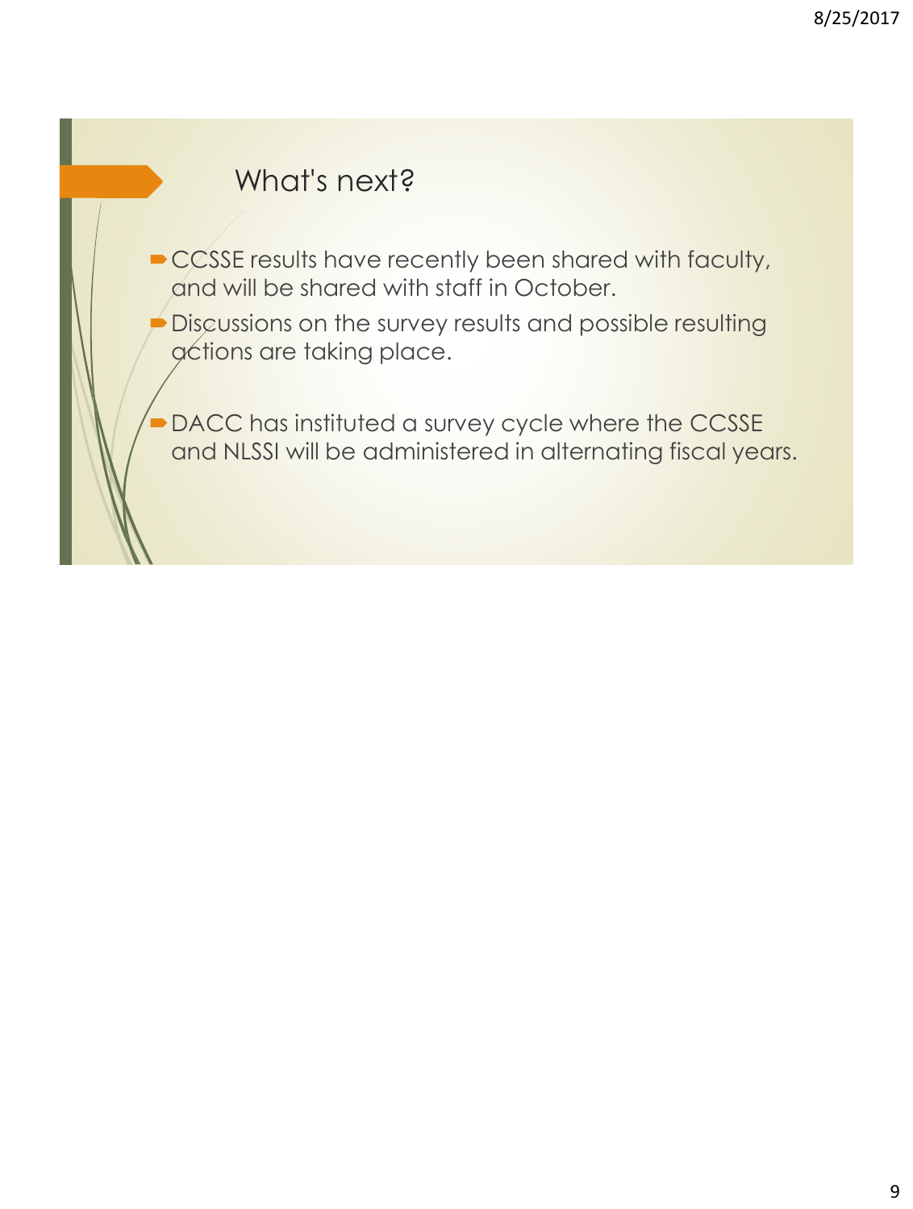## What's next?

- CCSSE results have recently been shared with faculty, and will be shared with staff in October.
- Discussions on the survey results and possible resulting actions are taking place.
- DACC has instituted a survey cycle where the CCSSE and NLSSI will be administered in alternating fiscal years.